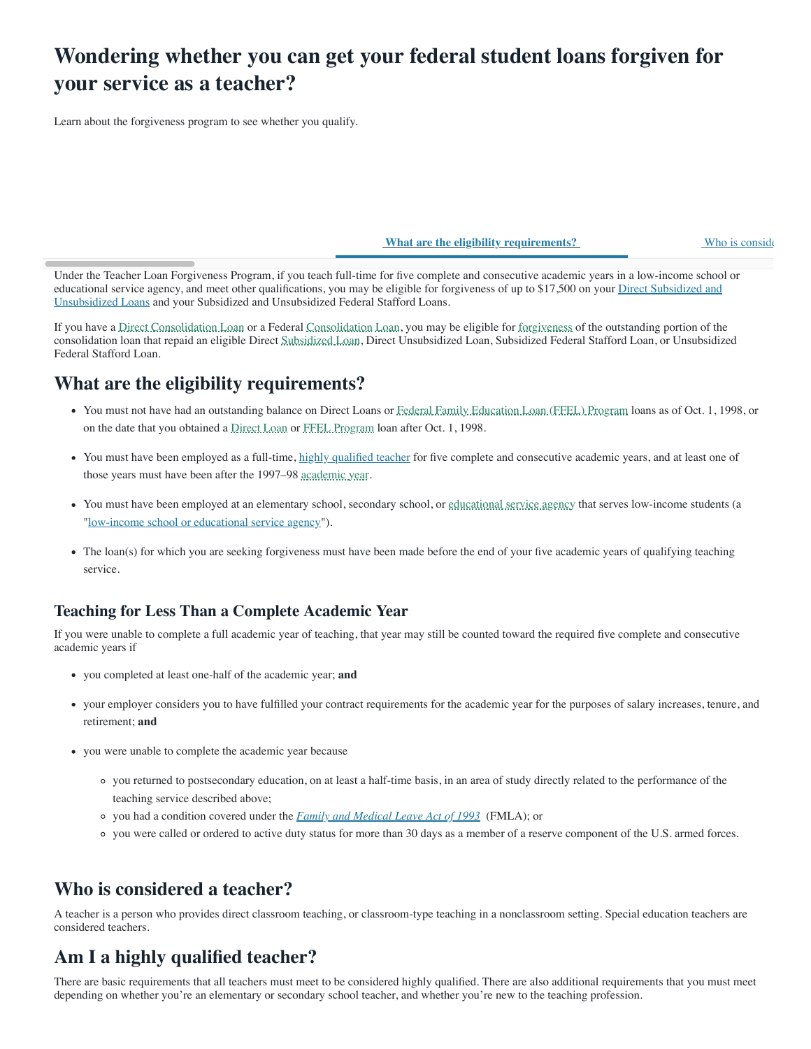# Wondering whether you can get your federal student loans forgiven for your service as a teacher?

Learn about the forgiveness program to see whether you qualify.

What are the eligibility requirements? Who is consid

Under the Teacher Loan Forgiveness Program, if you teach full-time for five complete and consecutive academic years in a low-income school or educational service agency, and meet other qualifications, you may be eligible for forgiveness of up to $17,500 on your Direct Subsidized and Unsubsidized Loans and your Subsidized and Unsubsidized Federal Stafford Loans.

If you have a Direct Consolidation Loan or a Federal Consolidation Loan, you may be eligible for forgiveness of the outstanding portion of the consolidation loan that repaid an eligible Direct Subsidized Loan, Direct Unsubsidized Loan, Subsidized Federal Stafford Loan, or Unsubsidized Federal Stafford Loan.

## What are the eligibility requirements?

- You must not have had an outstanding balance on Direct Loans or Federal Family Education Loan (FFEL) Program loans as of Oct. 1, 1998, or on the date that you obtained a Direct Loan or FFEL Program loan after Oct. 1, 1998.
- You must have been employed as a full-time, highly qualified teacher for five complete and consecutive academic years, and at least one of those years must have been after the 1997–98 academic year.
- You must have been employed at an elementary school, secondary school, or educational service agency that serves low-income students (a "low-income school or educational service agency").
- The loan(s) for which you are seeking forgiveness must have been made before the end of your five academic years of qualifying teaching service.

### Teaching for Less Than a Complete Academic Year

If you were unable to complete a full academic year of teaching, that year may still be counted toward the required five complete and consecutive academic years if

- you completed at least one-half of the academic year; **and**
- your employer considers you to have fulfilled your contract requirements for the academic year for the purposes of salary increases, tenure, and retirement; **and**
- you were unable to complete the academic year because
  - you returned to postsecondary education, on at least a half-time basis, in an area of study directly related to the performance of the teaching service described above;
  - you had a condition covered under the *Family and Medical Leave Act of 1993* (FMLA); or
  - you were called or ordered to active duty status for more than 30 days as a member of a reserve component of the U.S. armed forces.

## Who is considered a teacher?

A teacher is a person who provides direct classroom teaching, or classroom-type teaching in a nonclassroom setting. Special education teachers are considered teachers.

## Am I a highly qualified teacher?

There are basic requirements that all teachers must meet to be considered highly qualified. There are also additional requirements that you must meet depending on whether you're an elementary or secondary school teacher, and whether you're new to the teaching profession.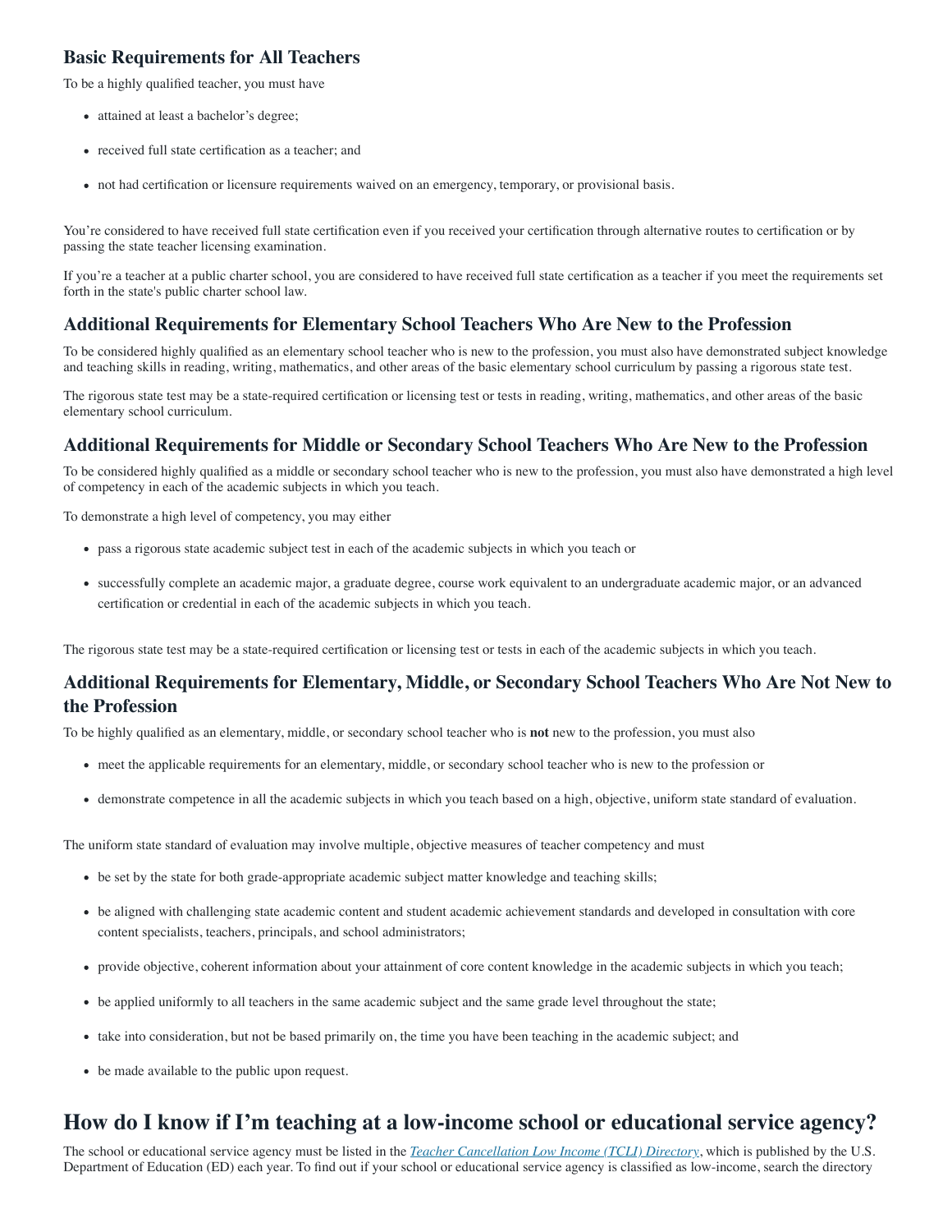### Basic Requirements for All Teachers

To be a highly qualified teacher, you must have

- attained at least a bachelor's degree;
- received full state certification as a teacher; and
- not had certification or licensure requirements waived on an emergency, temporary, or provisional basis.

You're considered to have received full state certification even if you received your certification through alternative routes to certification or by passing the state teacher licensing examination.

If you're a teacher at a public charter school, you are considered to have received full state certification as a teacher if you meet the requirements set forth in the state's public charter school law.

### Additional Requirements for Elementary School Teachers Who Are New to the Profession

To be considered highly qualified as an elementary school teacher who is new to the profession, you must also have demonstrated subject knowledge and teaching skills in reading, writing, mathematics, and other areas of the basic elementary school curriculum by passing a rigorous state test.

The rigorous state test may be a state-required certification or licensing test or tests in reading, writing, mathematics, and other areas of the basic elementary school curriculum.

### Additional Requirements for Middle or Secondary School Teachers Who Are New to the Profession

To be considered highly qualified as a middle or secondary school teacher who is new to the profession, you must also have demonstrated a high level of competency in each of the academic subjects in which you teach.

To demonstrate a high level of competency, you may either

- pass a rigorous state academic subject test in each of the academic subjects in which you teach or
- successfully complete an academic major, a graduate degree, course work equivalent to an undergraduate academic major, or an advanced certification or credential in each of the academic subjects in which you teach.

The rigorous state test may be a state-required certification or licensing test or tests in each of the academic subjects in which you teach.

### Additional Requirements for Elementary, Middle, or Secondary School Teachers Who Are Not New to the Profession

To be highly qualified as an elementary, middle, or secondary school teacher who is **not** new to the profession, you must also

- meet the applicable requirements for an elementary, middle, or secondary school teacher who is new to the profession or
- demonstrate competence in all the academic subjects in which you teach based on a high, objective, uniform state standard of evaluation.

The uniform state standard of evaluation may involve multiple, objective measures of teacher competency and must

- be set by the state for both grade-appropriate academic subject matter knowledge and teaching skills;
- be aligned with challenging state academic content and student academic achievement standards and developed in consultation with core content specialists, teachers, principals, and school administrators;
- provide objective, coherent information about your attainment of core content knowledge in the academic subjects in which you teach;
- be applied uniformly to all teachers in the same academic subject and the same grade level throughout the state;
- take into consideration, but not be based primarily on, the time you have been teaching in the academic subject; and
- be made available to the public upon request.

## How do I know if I'm teaching at a low-income school or educational service agency?

The school or educational service agency must be listed in the *Teacher Cancellation Low Income (TCLI) Directory*, which is published by the U.S. Department of Education (ED) each year. To find out if your school or educational service agency is classified as low-income, search the directory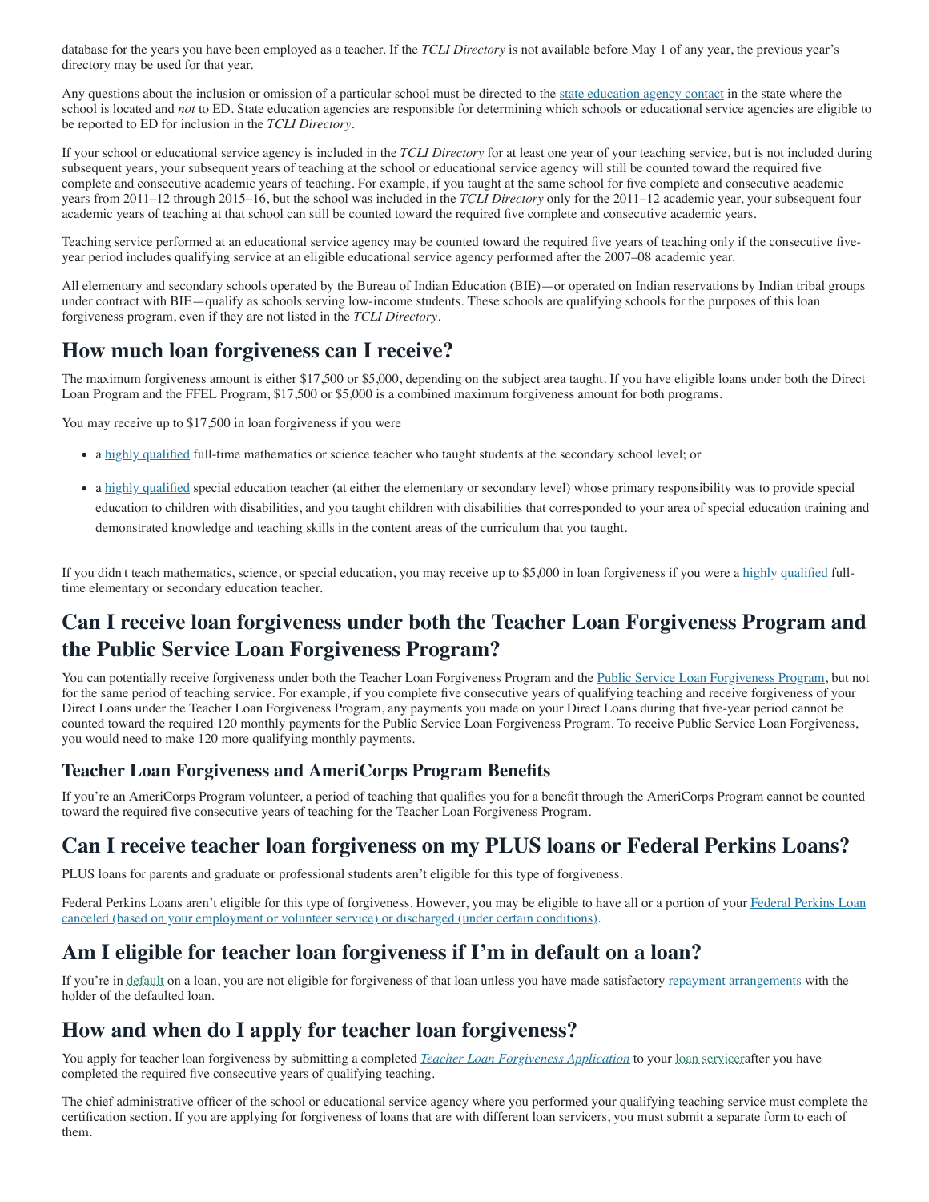database for the years you have been employed as a teacher. If the *TCLI Directory* is not available before May 1 of any year, the previous year's directory may be used for that year.

Any questions about the inclusion or omission of a particular school must be directed to the state education agency contact in the state where the school is located and *not* to ED. State education agencies are responsible for determining which schools or educational service agencies are eligible to be reported to ED for inclusion in the *TCLI Directory*.

If your school or educational service agency is included in the *TCLI Directory* for at least one year of your teaching service, but is not included during subsequent years, your subsequent years of teaching at the school or educational service agency will still be counted toward the required five complete and consecutive academic years of teaching. For example, if you taught at the same school for five complete and consecutive academic years from 2011–12 through 2015–16, but the school was included in the *TCLI Directory* only for the 2011–12 academic year, your subsequent four academic years of teaching at that school can still be counted toward the required five complete and consecutive academic years.

Teaching service performed at an educational service agency may be counted toward the required five years of teaching only if the consecutive five-year period includes qualifying service at an eligible educational service agency performed after the 2007–08 academic year.

All elementary and secondary schools operated by the Bureau of Indian Education (BIE)—or operated on Indian reservations by Indian tribal groups under contract with BIE—qualify as schools serving low-income students. These schools are qualifying schools for the purposes of this loan forgiveness program, even if they are not listed in the *TCLI Directory*.

## How much loan forgiveness can I receive?

The maximum forgiveness amount is either $17,500 or $5,000, depending on the subject area taught. If you have eligible loans under both the Direct Loan Program and the FFEL Program, $17,500 or $5,000 is a combined maximum forgiveness amount for both programs.

You may receive up to $17,500 in loan forgiveness if you were

- a highly qualified full-time mathematics or science teacher who taught students at the secondary school level; or
- a highly qualified special education teacher (at either the elementary or secondary level) whose primary responsibility was to provide special education to children with disabilities, and you taught children with disabilities that corresponded to your area of special education training and demonstrated knowledge and teaching skills in the content areas of the curriculum that you taught.

If you didn't teach mathematics, science, or special education, you may receive up to $5,000 in loan forgiveness if you were a highly qualified full-time elementary or secondary education teacher.

## Can I receive loan forgiveness under both the Teacher Loan Forgiveness Program and the Public Service Loan Forgiveness Program?

You can potentially receive forgiveness under both the Teacher Loan Forgiveness Program and the Public Service Loan Forgiveness Program, but not for the same period of teaching service. For example, if you complete five consecutive years of qualifying teaching and receive forgiveness of your Direct Loans under the Teacher Loan Forgiveness Program, any payments you made on your Direct Loans during that five-year period cannot be counted toward the required 120 monthly payments for the Public Service Loan Forgiveness Program. To receive Public Service Loan Forgiveness, you would need to make 120 more qualifying monthly payments.

### Teacher Loan Forgiveness and AmeriCorps Program Benefits

If you're an AmeriCorps Program volunteer, a period of teaching that qualifies you for a benefit through the AmeriCorps Program cannot be counted toward the required five consecutive years of teaching for the Teacher Loan Forgiveness Program.

## Can I receive teacher loan forgiveness on my PLUS loans or Federal Perkins Loans?

PLUS loans for parents and graduate or professional students aren't eligible for this type of forgiveness.

Federal Perkins Loans aren't eligible for this type of forgiveness. However, you may be eligible to have all or a portion of your Federal Perkins Loan canceled (based on your employment or volunteer service) or discharged (under certain conditions).

## Am I eligible for teacher loan forgiveness if I'm in default on a loan?

If you're in default on a loan, you are not eligible for forgiveness of that loan unless you have made satisfactory repayment arrangements with the holder of the defaulted loan.

## How and when do I apply for teacher loan forgiveness?

You apply for teacher loan forgiveness by submitting a completed *Teacher Loan Forgiveness Application* to your loan servicerafter you have completed the required five consecutive years of qualifying teaching.

The chief administrative officer of the school or educational service agency where you performed your qualifying teaching service must complete the certification section. If you are applying for forgiveness of loans that are with different loan servicers, you must submit a separate form to each of them.